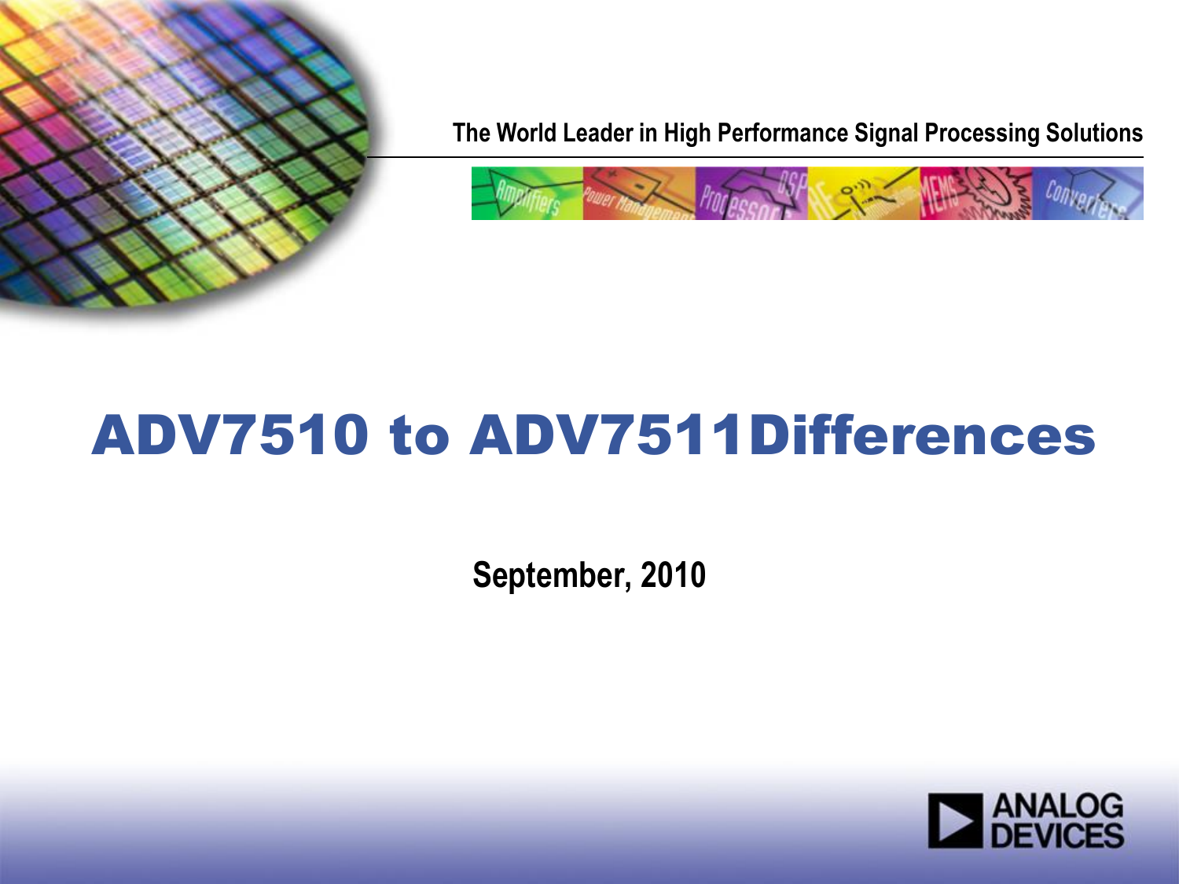The World Leader in High Performance Signal Processing Solutions

# ADV7510 to ADV7511Differences

**September, 2010**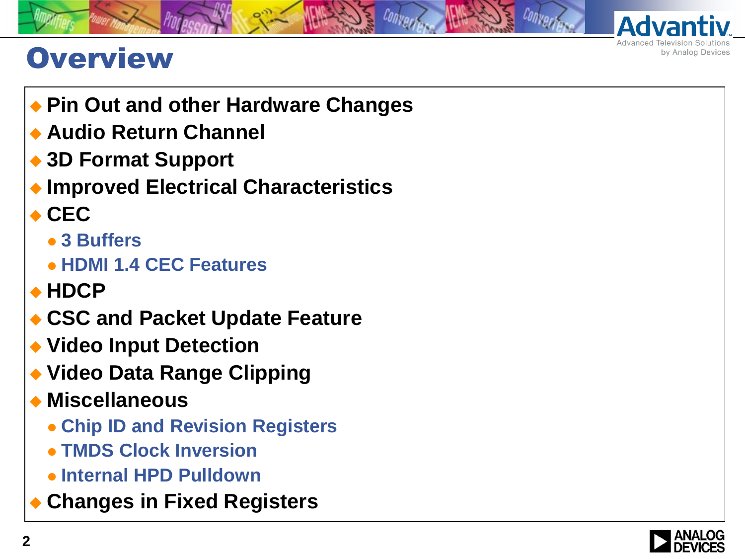# Overview

- **Pin Out and other Hardware Changes**
- **Audio Return Channel**
- **3D Format Support**
- **Improved Electrical Characteristics**
- **CEC**
  - **3 Buffers**
  - **HDMI 1.4 CEC Features**
- **HDCP**
- **CSC and Packet Update Feature**
- **Video Input Detection**
- **Video Data Range Clipping**
- **Miscellaneous**
  - **Chip ID and Revision Registers**
  - **TMDS Clock Inversion**
  - **Internal HPD Pulldown**
- **Changes in Fixed Registers**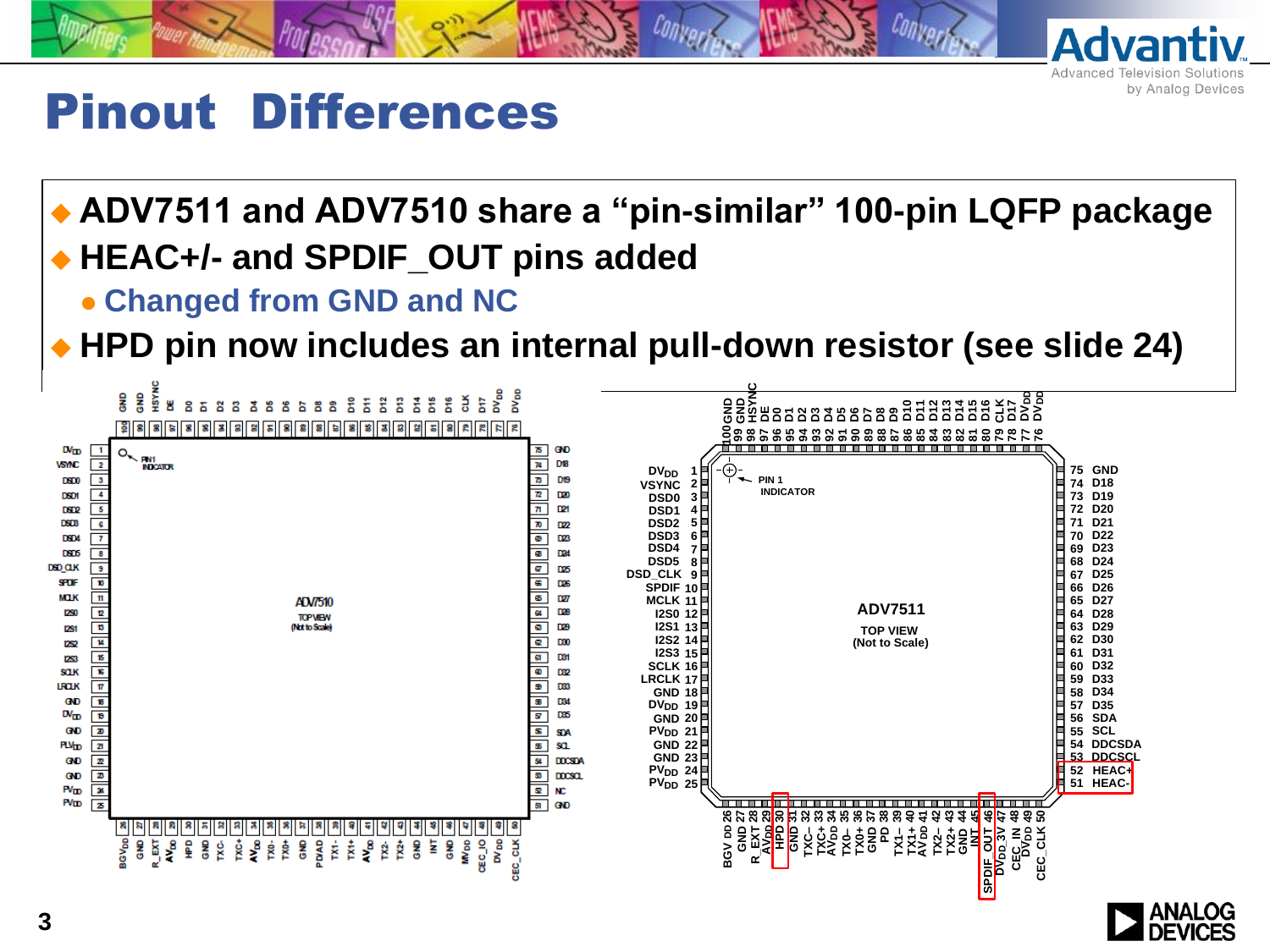# Pinout Differences

- ADV7511 and ADV7510 share a "pin-similar" 100-pin LQFP package
- HEAC+/- and SPDIF_OUT pins added
  - Changed from GND and NC
- HPD pin now includes an internal pull-down resistor (see slide 24)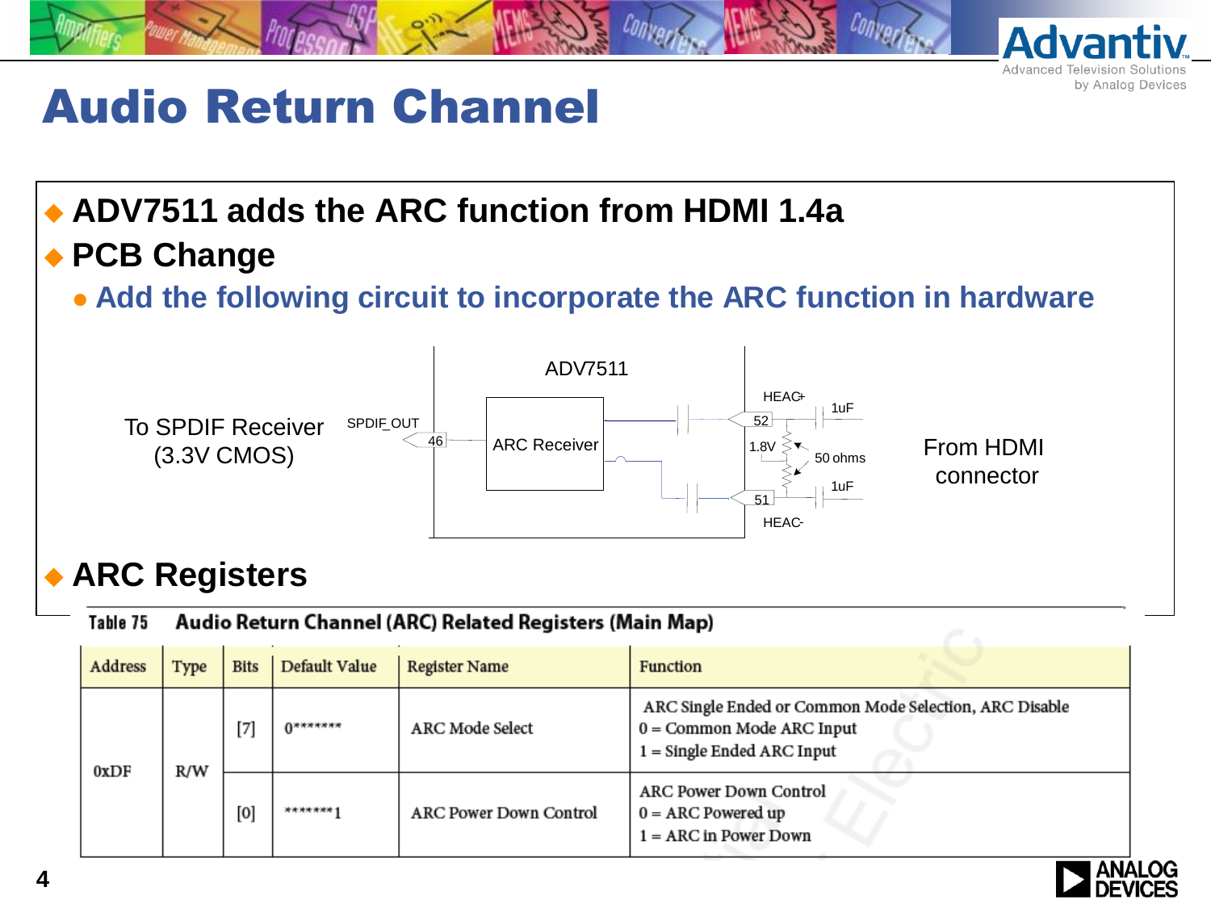# Audio Return Channel

- **ADV7511 adds the ARC function from HDMI 1.4a**
- **PCB Change**
  - **Add the following circuit to incorporate the ARC function in hardware**

To SPDIF Receiver (3.3V CMOS) — SPDIF_OUT — 46 — ADV7511 — ARC Receiver — 52 HEAC+ — 51 HEAC- — 1.8V — 50 ohms — 1uF — 1uF — From HDMI connector

- **ARC Registers**

**Table 75 Audio Return Channel (ARC) Related Registers (Main Map)**

| Address | Type | Bits | Default Value | Register Name | Function |
|---|---|---|---|---|---|
| 0xDF | R/W | [7] | 0******* | ARC Mode Select | ARC Single Ended or Common Mode Selection, ARC Disable<br>0 = Common Mode ARC Input<br>1 = Single Ended ARC Input |
| | | [0] | *******1 | ARC Power Down Control | ARC Power Down Control<br>0 = ARC Powered up<br>1 = ARC in Power Down |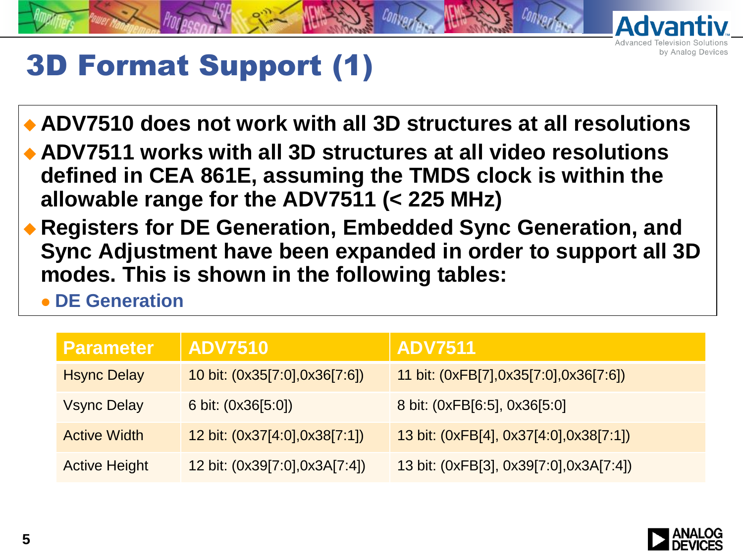# 3D Format Support (1)

- **ADV7510 does not work with all 3D structures at all resolutions**
- **ADV7511 works with all 3D structures at all video resolutions defined in CEA 861E, assuming the TMDS clock is within the allowable range for the ADV7511 (< 225 MHz)**
- **Registers for DE Generation, Embedded Sync Generation, and Sync Adjustment have been expanded in order to support all 3D modes. This is shown in the following tables:**
  - **DE Generation**

| Parameter | ADV7510 | ADV7511 |
| --- | --- | --- |
| Hsync Delay | 10 bit: (0x35[7:0],0x36[7:6]) | 11 bit: (0xFB[7],0x35[7:0],0x36[7:6]) |
| Vsync Delay | 6 bit: (0x36[5:0]) | 8 bit: (0xFB[6:5], 0x36[5:0] |
| Active Width | 12 bit: (0x37[4:0],0x38[7:1]) | 13 bit: (0xFB[4], 0x37[4:0],0x38[7:1]) |
| Active Height | 12 bit: (0x39[7:0],0x3A[7:4]) | 13 bit: (0xFB[3], 0x39[7:0],0x3A[7:4]) |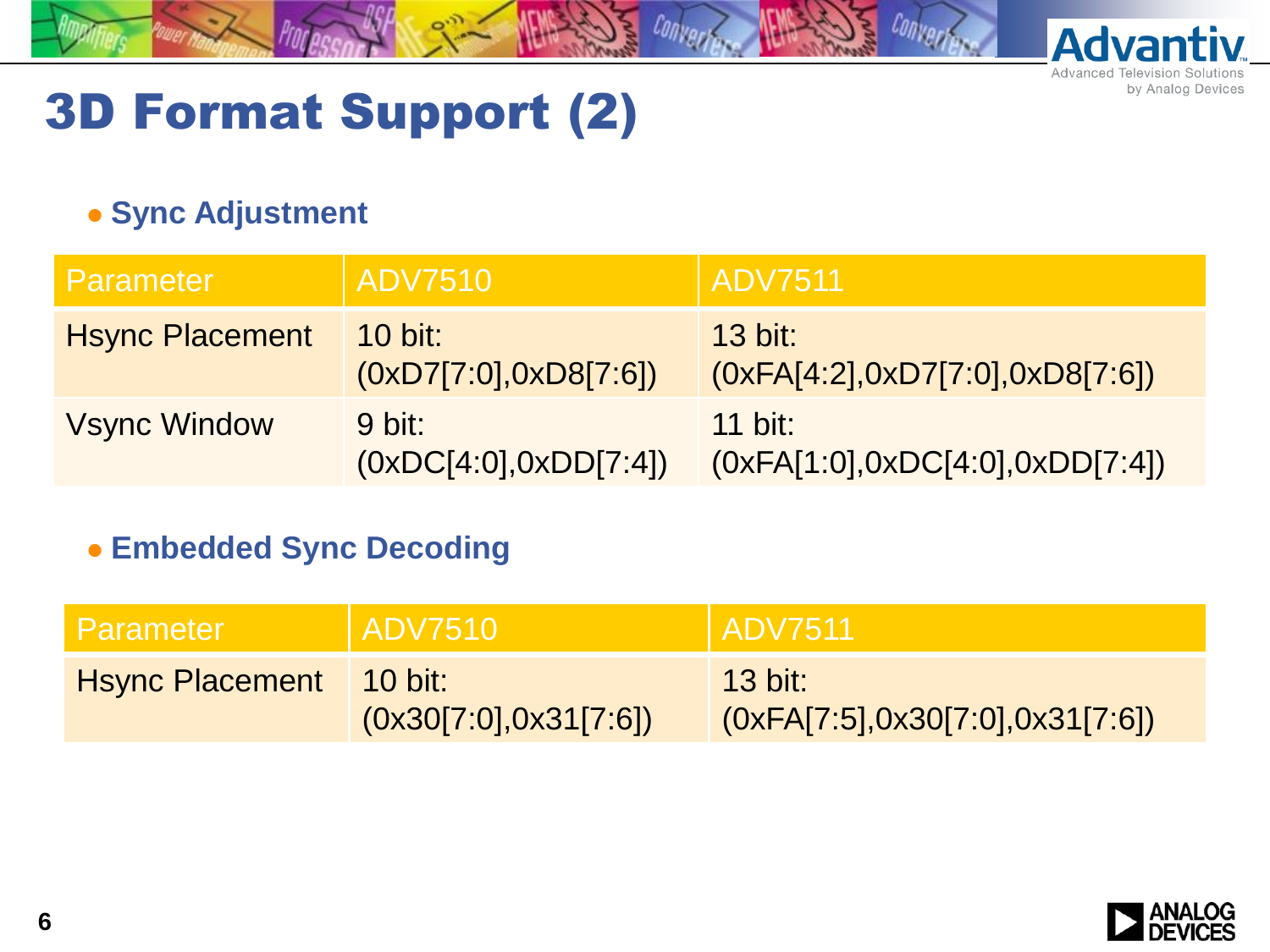# 3D Format Support (2)

- **Sync Adjustment**

| Parameter | ADV7510 | ADV7511 |
|---|---|---|
| Hsync Placement | 10 bit: (0xD7[7:0],0xD8[7:6]) | 13 bit: (0xFA[4:2],0xD7[7:0],0xD8[7:6]) |
| Vsync Window | 9 bit: (0xDC[4:0],0xDD[7:4]) | 11 bit: (0xFA[1:0],0xDC[4:0],0xDD[7:4]) |

- **Embedded Sync Decoding**

| Parameter | ADV7510 | ADV7511 |
|---|---|---|
| Hsync Placement | 10 bit: (0x30[7:0],0x31[7:6]) | 13 bit: (0xFA[7:5],0x30[7:0],0x31[7:6]) |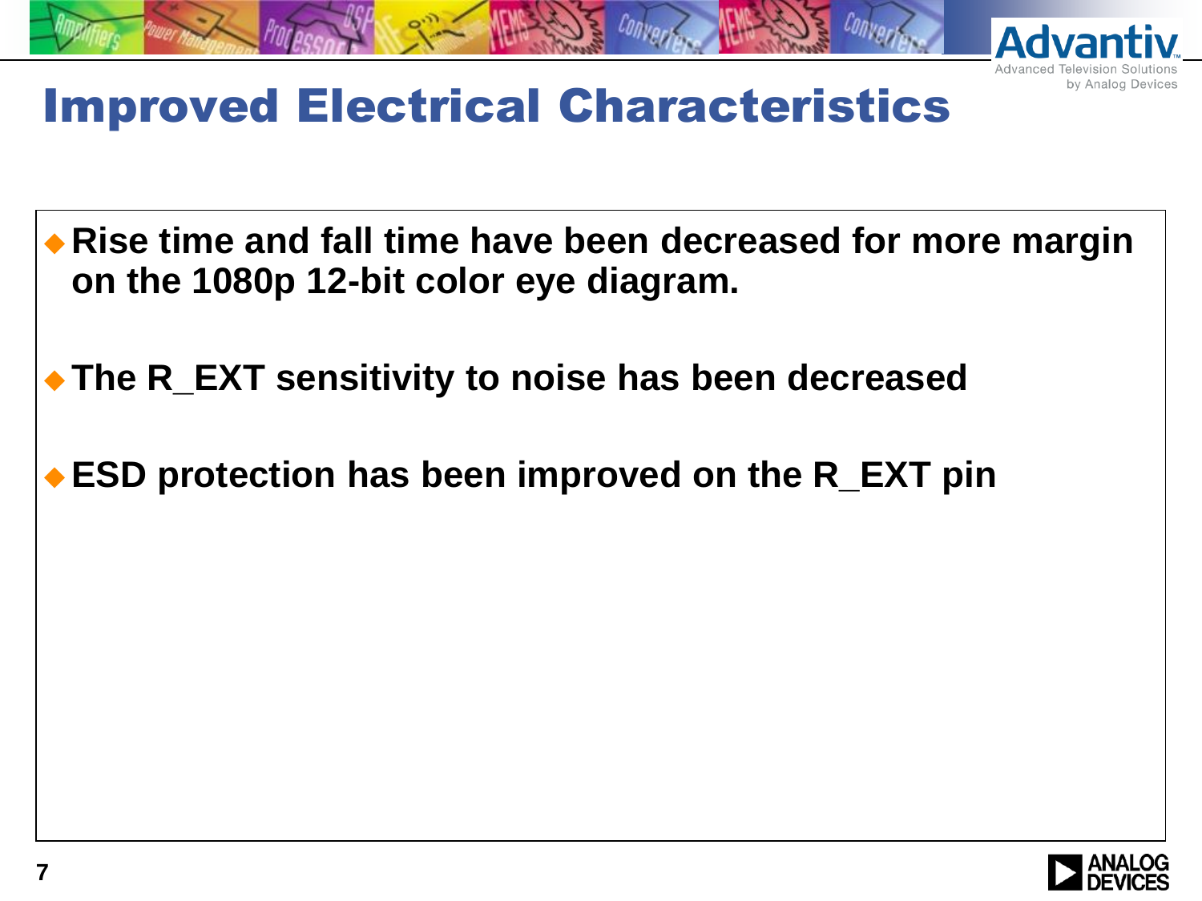# Improved Electrical Characteristics

- **Rise time and fall time have been decreased for more margin on the 1080p 12-bit color eye diagram.**
- **The R_EXT sensitivity to noise has been decreased**
- **ESD protection has been improved on the R_EXT pin**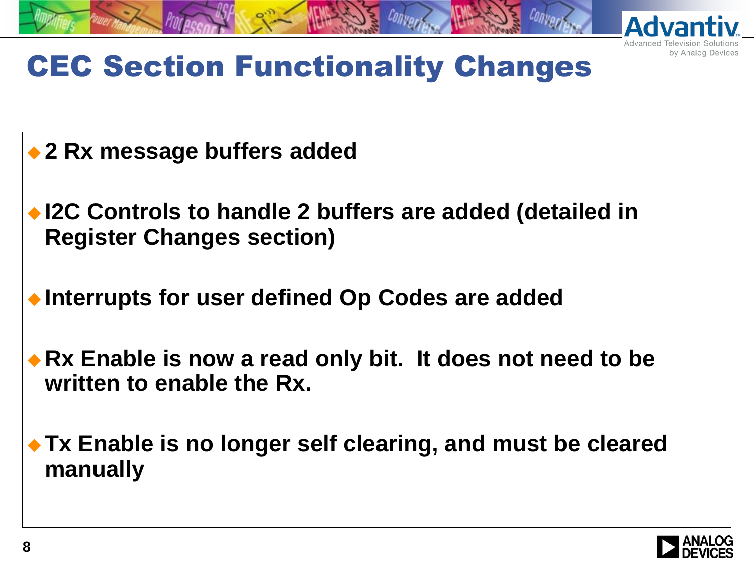# CEC Section Functionality Changes

- **2 Rx message buffers added**
- **I2C Controls to handle 2 buffers are added (detailed in Register Changes section)**
- **Interrupts for user defined Op Codes are added**
- **Rx Enable is now a read only bit. It does not need to be written to enable the Rx.**
- **Tx Enable is no longer self clearing, and must be cleared manually**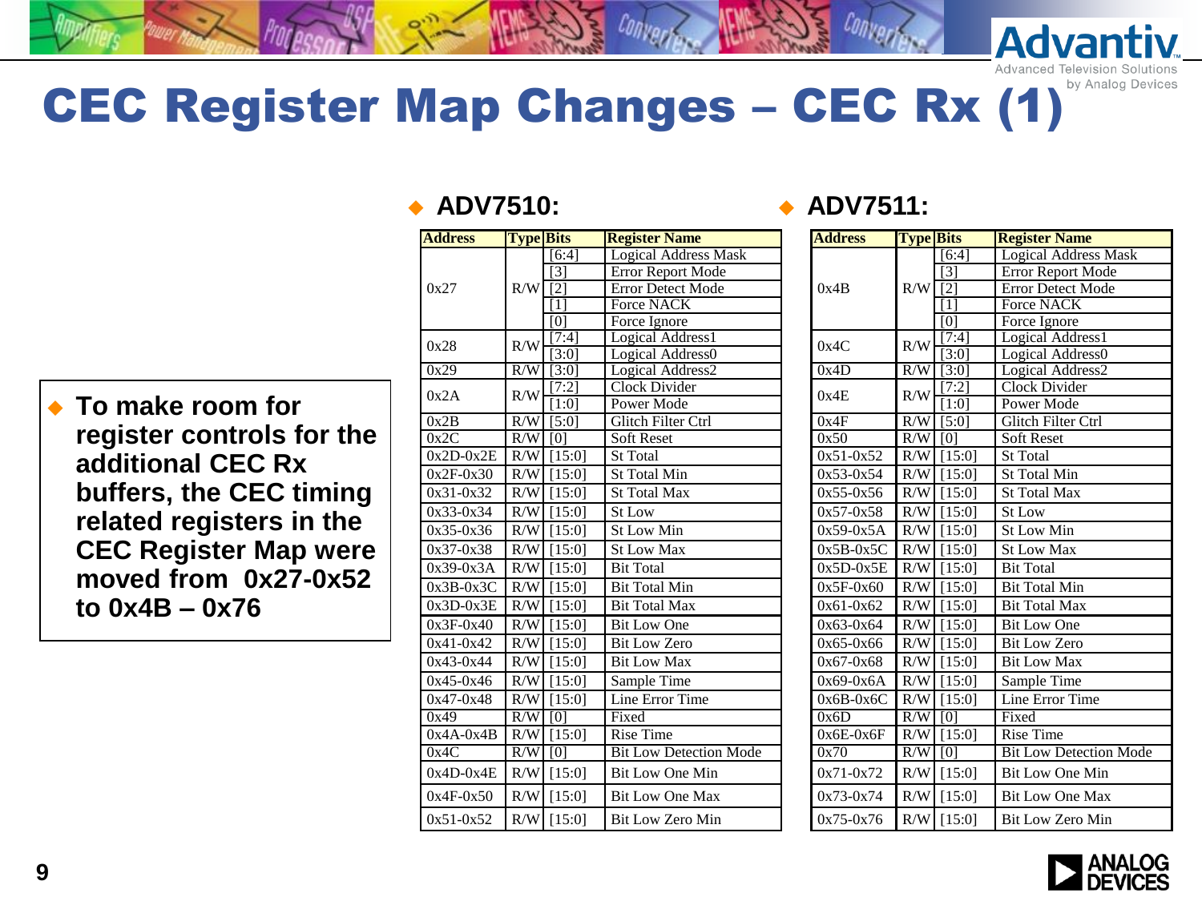# CEC Register Map Changes – CEC Rx (1)

- To make room for register controls for the additional CEC Rx buffers, the CEC timing related registers in the CEC Register Map were moved from 0x27-0x52 to 0x4B – 0x76

- **ADV7510:**

| Address | Type | Bits | Register Name |
|---|---|---|---|
| 0x27 | R/W | [6:4] | Logical Address Mask |
| | | [3] | Error Report Mode |
| | | [2] | Error Detect Mode |
| | | [1] | Force NACK |
| | | [0] | Force Ignore |
| 0x28 | R/W | [7:4] | Logical Address1 |
| | | [3:0] | Logical Address0 |
| 0x29 | R/W | [3:0] | Logical Address2 |
| 0x2A | R/W | [7:2] | Clock Divider |
| | | [1:0] | Power Mode |
| 0x2B | R/W | [5:0] | Glitch Filter Ctrl |
| 0x2C | R/W | [0] | Soft Reset |
| 0x2D-0x2E | R/W | [15:0] | St Total |
| 0x2F-0x30 | R/W | [15:0] | St Total Min |
| 0x31-0x32 | R/W | [15:0] | St Total Max |
| 0x33-0x34 | R/W | [15:0] | St Low |
| 0x35-0x36 | R/W | [15:0] | St Low Min |
| 0x37-0x38 | R/W | [15:0] | St Low Max |
| 0x39-0x3A | R/W | [15:0] | Bit Total |
| 0x3B-0x3C | R/W | [15:0] | Bit Total Min |
| 0x3D-0x3E | R/W | [15:0] | Bit Total Max |
| 0x3F-0x40 | R/W | [15:0] | Bit Low One |
| 0x41-0x42 | R/W | [15:0] | Bit Low Zero |
| 0x43-0x44 | R/W | [15:0] | Bit Low Max |
| 0x45-0x46 | R/W | [15:0] | Sample Time |
| 0x47-0x48 | R/W | [15:0] | Line Error Time |
| 0x49 | R/W | [0] | Fixed |
| 0x4A-0x4B | R/W | [15:0] | Rise Time |
| 0x4C | R/W | [0] | Bit Low Detection Mode |
| 0x4D-0x4E | R/W | [15:0] | Bit Low One Min |
| 0x4F-0x50 | R/W | [15:0] | Bit Low One Max |
| 0x51-0x52 | R/W | [15:0] | Bit Low Zero Min |

- **ADV7511:**

| Address | Type | Bits | Register Name |
|---|---|---|---|
| 0x4B | R/W | [6:4] | Logical Address Mask |
| | | [3] | Error Report Mode |
| | | [2] | Error Detect Mode |
| | | [1] | Force NACK |
| | | [0] | Force Ignore |
| 0x4C | R/W | [7:4] | Logical Address1 |
| | | [3:0] | Logical Address0 |
| 0x4D | R/W | [3:0] | Logical Address2 |
| 0x4E | R/W | [7:2] | Clock Divider |
| | | [1:0] | Power Mode |
| 0x4F | R/W | [5:0] | Glitch Filter Ctrl |
| 0x50 | R/W | [0] | Soft Reset |
| 0x51-0x52 | R/W | [15:0] | St Total |
| 0x53-0x54 | R/W | [15:0] | St Total Min |
| 0x55-0x56 | R/W | [15:0] | St Total Max |
| 0x57-0x58 | R/W | [15:0] | St Low |
| 0x59-0x5A | R/W | [15:0] | St Low Min |
| 0x5B-0x5C | R/W | [15:0] | St Low Max |
| 0x5D-0x5E | R/W | [15:0] | Bit Total |
| 0x5F-0x60 | R/W | [15:0] | Bit Total Min |
| 0x61-0x62 | R/W | [15:0] | Bit Total Max |
| 0x63-0x64 | R/W | [15:0] | Bit Low One |
| 0x65-0x66 | R/W | [15:0] | Bit Low Zero |
| 0x67-0x68 | R/W | [15:0] | Bit Low Max |
| 0x69-0x6A | R/W | [15:0] | Sample Time |
| 0x6B-0x6C | R/W | [15:0] | Line Error Time |
| 0x6D | R/W | [0] | Fixed |
| 0x6E-0x6F | R/W | [15:0] | Rise Time |
| 0x70 | R/W | [0] | Bit Low Detection Mode |
| 0x71-0x72 | R/W | [15:0] | Bit Low One Min |
| 0x73-0x74 | R/W | [15:0] | Bit Low One Max |
| 0x75-0x76 | R/W | [15:0] | Bit Low Zero Min |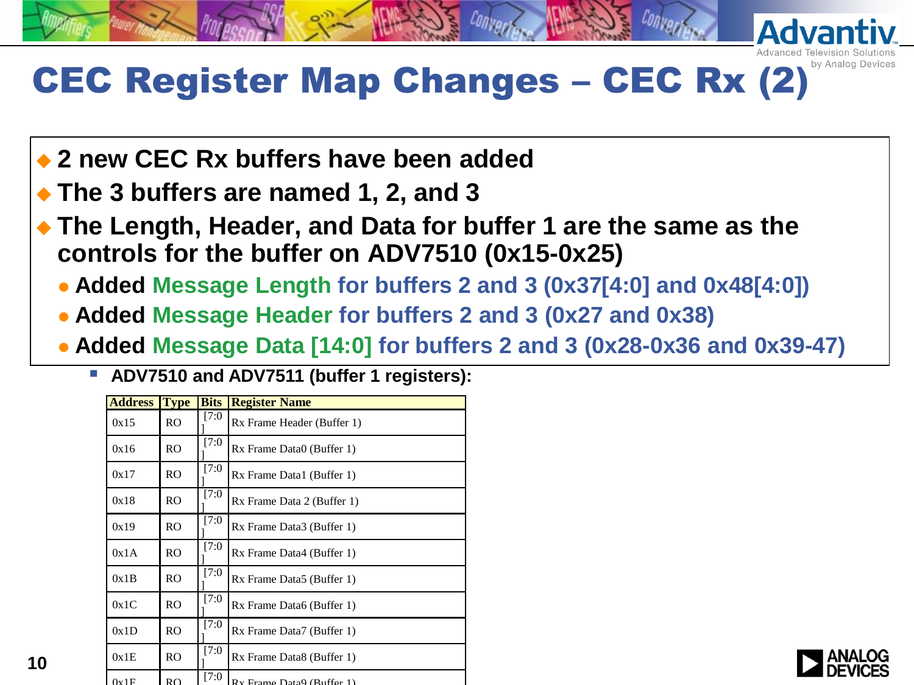# CEC Register Map Changes – CEC Rx (2)

- **2 new CEC Rx buffers have been added**
- **The 3 buffers are named 1, 2, and 3**
- **The Length, Header, and Data for buffer 1 are the same as the controls for the buffer on ADV7510 (0x15-0x25)**
  - **Added Message Length for buffers 2 and 3 (0x37[4:0] and 0x48[4:0])**
  - **Added Message Header for buffers 2 and 3 (0x27 and 0x38)**
  - **Added Message Data [14:0] for buffers 2 and 3 (0x28-0x36 and 0x39-47)**

**ADV7510 and ADV7511 (buffer 1 registers):**

| Address | Type | Bits | Register Name |
|---|---|---|---|
| 0x15 | RO | [7:0] | Rx Frame Header (Buffer 1) |
| 0x16 | RO | [7:0] | Rx Frame Data0 (Buffer 1) |
| 0x17 | RO | [7:0] | Rx Frame Data1 (Buffer 1) |
| 0x18 | RO | [7:0] | Rx Frame Data 2 (Buffer 1) |
| 0x19 | RO | [7:0] | Rx Frame Data3 (Buffer 1) |
| 0x1A | RO | [7:0] | Rx Frame Data4 (Buffer 1) |
| 0x1B | RO | [7:0] | Rx Frame Data5 (Buffer 1) |
| 0x1C | RO | [7:0] | Rx Frame Data6 (Buffer 1) |
| 0x1D | RO | [7:0] | Rx Frame Data7 (Buffer 1) |
| 0x1E | RO | [7:0] | Rx Frame Data8 (Buffer 1) |
| 0x1F | RO | [7:0] | Rx Frame Data9 (Buffer 1) |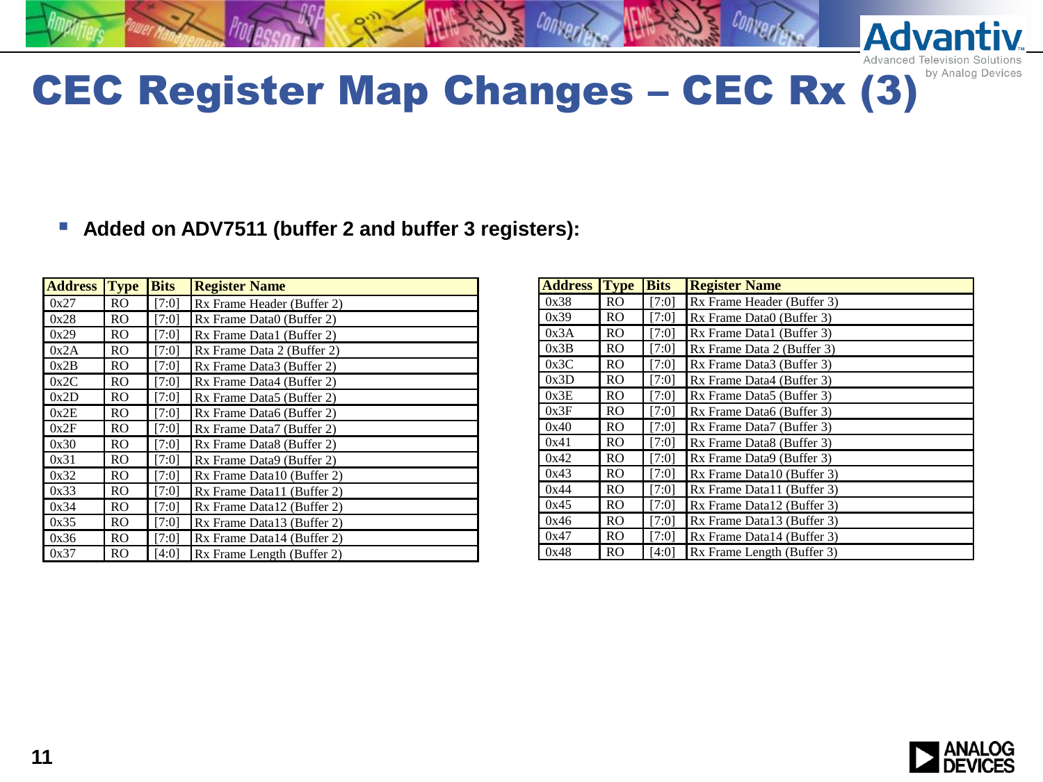# CEC Register Map Changes – CEC Rx (3)

- **Added on ADV7511 (buffer 2 and buffer 3 registers):**

| Address | Type | Bits | Register Name |
|---|---|---|---|
| 0x27 | RO | [7:0] | Rx Frame Header (Buffer 2) |
| 0x28 | RO | [7:0] | Rx Frame Data0 (Buffer 2) |
| 0x29 | RO | [7:0] | Rx Frame Data1 (Buffer 2) |
| 0x2A | RO | [7:0] | Rx Frame Data 2 (Buffer 2) |
| 0x2B | RO | [7:0] | Rx Frame Data3 (Buffer 2) |
| 0x2C | RO | [7:0] | Rx Frame Data4 (Buffer 2) |
| 0x2D | RO | [7:0] | Rx Frame Data5 (Buffer 2) |
| 0x2E | RO | [7:0] | Rx Frame Data6 (Buffer 2) |
| 0x2F | RO | [7:0] | Rx Frame Data7 (Buffer 2) |
| 0x30 | RO | [7:0] | Rx Frame Data8 (Buffer 2) |
| 0x31 | RO | [7:0] | Rx Frame Data9 (Buffer 2) |
| 0x32 | RO | [7:0] | Rx Frame Data10 (Buffer 2) |
| 0x33 | RO | [7:0] | Rx Frame Data11 (Buffer 2) |
| 0x34 | RO | [7:0] | Rx Frame Data12 (Buffer 2) |
| 0x35 | RO | [7:0] | Rx Frame Data13 (Buffer 2) |
| 0x36 | RO | [7:0] | Rx Frame Data14 (Buffer 2) |
| 0x37 | RO | [4:0] | Rx Frame Length (Buffer 2) |

| Address | Type | Bits | Register Name |
|---|---|---|---|
| 0x38 | RO | [7:0] | Rx Frame Header (Buffer 3) |
| 0x39 | RO | [7:0] | Rx Frame Data0 (Buffer 3) |
| 0x3A | RO | [7:0] | Rx Frame Data1 (Buffer 3) |
| 0x3B | RO | [7:0] | Rx Frame Data 2 (Buffer 3) |
| 0x3C | RO | [7:0] | Rx Frame Data3 (Buffer 3) |
| 0x3D | RO | [7:0] | Rx Frame Data4 (Buffer 3) |
| 0x3E | RO | [7:0] | Rx Frame Data5 (Buffer 3) |
| 0x3F | RO | [7:0] | Rx Frame Data6 (Buffer 3) |
| 0x40 | RO | [7:0] | Rx Frame Data7 (Buffer 3) |
| 0x41 | RO | [7:0] | Rx Frame Data8 (Buffer 3) |
| 0x42 | RO | [7:0] | Rx Frame Data9 (Buffer 3) |
| 0x43 | RO | [7:0] | Rx Frame Data10 (Buffer 3) |
| 0x44 | RO | [7:0] | Rx Frame Data11 (Buffer 3) |
| 0x45 | RO | [7:0] | Rx Frame Data12 (Buffer 3) |
| 0x46 | RO | [7:0] | Rx Frame Data13 (Buffer 3) |
| 0x47 | RO | [7:0] | Rx Frame Data14 (Buffer 3) |
| 0x48 | RO | [4:0] | Rx Frame Length (Buffer 3) |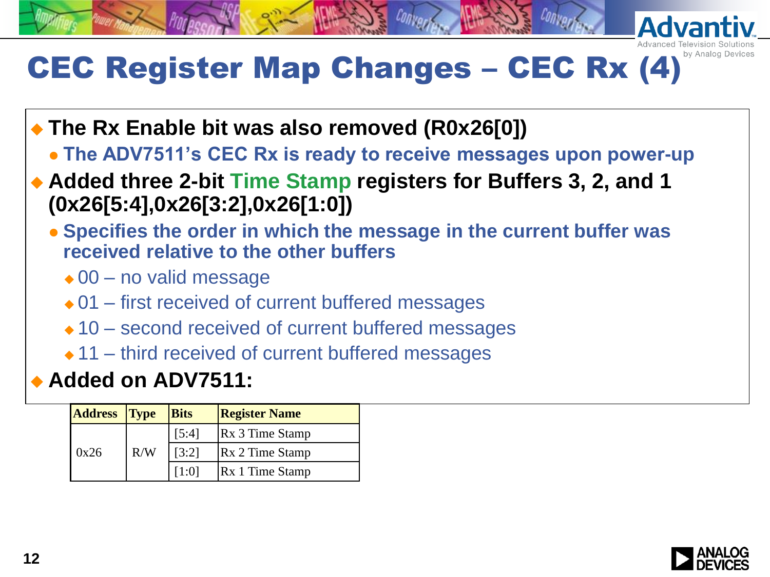# CEC Register Map Changes – CEC Rx (4)

- **The Rx Enable bit was also removed (R0x26[0])**
  - **The ADV7511's CEC Rx is ready to receive messages upon power-up**
- **Added three 2-bit Time Stamp registers for Buffers 3, 2, and 1 (0x26[5:4],0x26[3:2],0x26[1:0])**
  - **Specifies the order in which the message in the current buffer was received relative to the other buffers**
    - 00 – no valid message
    - 01 – first received of current buffered messages
    - 10 – second received of current buffered messages
    - 11 – third received of current buffered messages
- **Added on ADV7511:**

| Address | Type | Bits | Register Name |
|---|---|---|---|
| 0x26 | R/W | [5:4] | Rx 3 Time Stamp |
| | | [3:2] | Rx 2 Time Stamp |
| | | [1:0] | Rx 1 Time Stamp |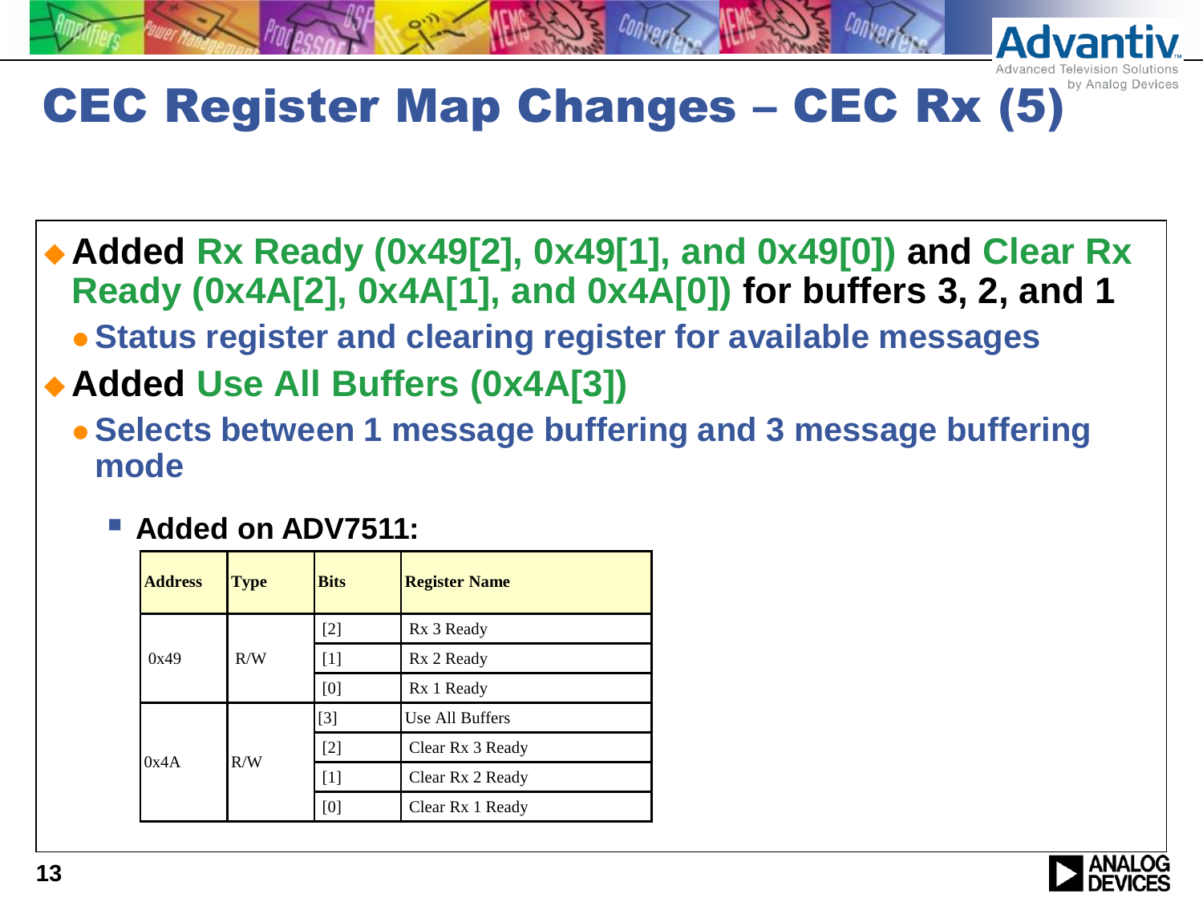# CEC Register Map Changes – CEC Rx (5)

- **Added Rx Ready (0x49[2], 0x49[1], and 0x49[0]) and Clear Rx Ready (0x4A[2], 0x4A[1], and 0x4A[0]) for buffers 3, 2, and 1**
  - **Status register and clearing register for available messages**
- **Added Use All Buffers (0x4A[3])**
  - **Selects between 1 message buffering and 3 message buffering mode**
    - **Added on ADV7511:**

| Address | Type | Bits | Register Name |
|---|---|---|---|
| 0x49 | R/W | [2] | Rx 3 Ready |
| | | [1] | Rx 2 Ready |
| | | [0] | Rx 1 Ready |
| 0x4A | R/W | [3] | Use All Buffers |
| | | [2] | Clear Rx 3 Ready |
| | | [1] | Clear Rx 2 Ready |
| | | [0] | Clear Rx 1 Ready |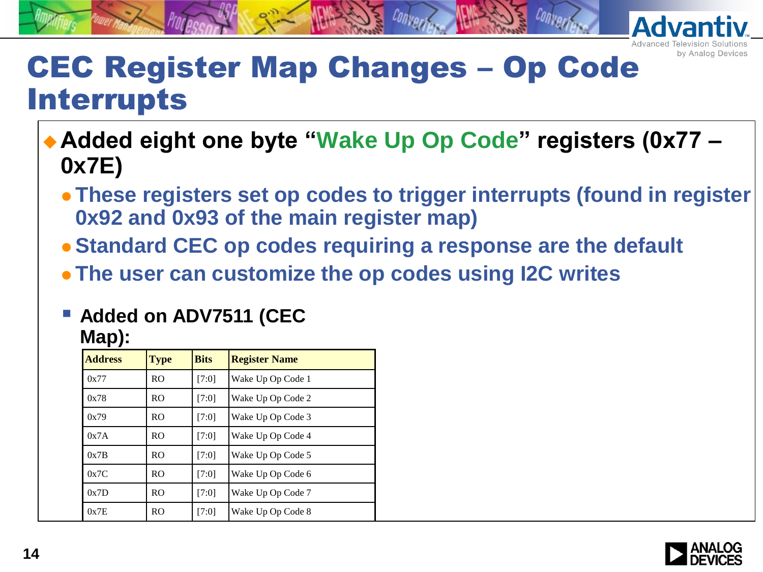# CEC Register Map Changes – Op Code Interrupts

- **Added eight one byte "Wake Up Op Code" registers (0x77 – 0x7E)**
  - **These registers set op codes to trigger interrupts (found in register 0x92 and 0x93 of the main register map)**
  - **Standard CEC op codes requiring a response are the default**
  - **The user can customize the op codes using I2C writes**

- **Added on ADV7511 (CEC Map):**

| Address | Type | Bits | Register Name |
|---|---|---|---|
| 0x77 | RO | [7:0] | Wake Up Op Code 1 |
| 0x78 | RO | [7:0] | Wake Up Op Code 2 |
| 0x79 | RO | [7:0] | Wake Up Op Code 3 |
| 0x7A | RO | [7:0] | Wake Up Op Code 4 |
| 0x7B | RO | [7:0] | Wake Up Op Code 5 |
| 0x7C | RO | [7:0] | Wake Up Op Code 6 |
| 0x7D | RO | [7:0] | Wake Up Op Code 7 |
| 0x7E | RO | [7:0] | Wake Up Op Code 8 |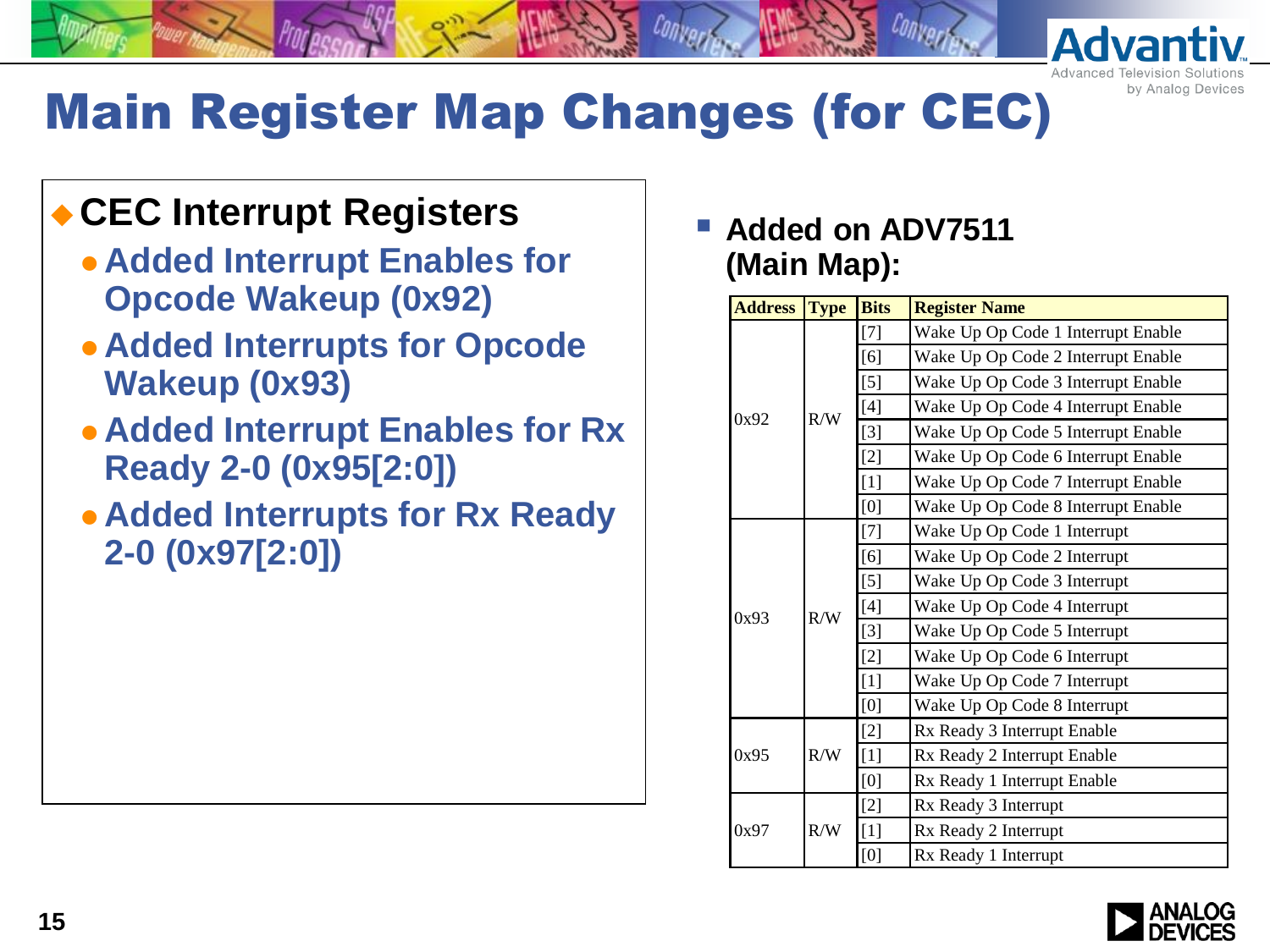# Main Register Map Changes (for CEC)

- **CEC Interrupt Registers**
  - **Added Interrupt Enables for Opcode Wakeup (0x92)**
  - **Added Interrupts for Opcode Wakeup (0x93)**
  - **Added Interrupt Enables for Rx Ready 2-0 (0x95[2:0])**
  - **Added Interrupts for Rx Ready 2-0 (0x97[2:0])**

- **Added on ADV7511 (Main Map):**

| Address | Type | Bits | Register Name |
|---|---|---|---|
| 0x92 | R/W | [7] | Wake Up Op Code 1 Interrupt Enable |
| | | [6] | Wake Up Op Code 2 Interrupt Enable |
| | | [5] | Wake Up Op Code 3 Interrupt Enable |
| | | [4] | Wake Up Op Code 4 Interrupt Enable |
| | | [3] | Wake Up Op Code 5 Interrupt Enable |
| | | [2] | Wake Up Op Code 6 Interrupt Enable |
| | | [1] | Wake Up Op Code 7 Interrupt Enable |
| | | [0] | Wake Up Op Code 8 Interrupt Enable |
| 0x93 | R/W | [7] | Wake Up Op Code 1 Interrupt |
| | | [6] | Wake Up Op Code 2 Interrupt |
| | | [5] | Wake Up Op Code 3 Interrupt |
| | | [4] | Wake Up Op Code 4 Interrupt |
| | | [3] | Wake Up Op Code 5 Interrupt |
| | | [2] | Wake Up Op Code 6 Interrupt |
| | | [1] | Wake Up Op Code 7 Interrupt |
| | | [0] | Wake Up Op Code 8 Interrupt |
| 0x95 | R/W | [2] | Rx Ready 3 Interrupt Enable |
| | | [1] | Rx Ready 2 Interrupt Enable |
| | | [0] | Rx Ready 1 Interrupt Enable |
| 0x97 | R/W | [2] | Rx Ready 3 Interrupt |
| | | [1] | Rx Ready 2 Interrupt |
| | | [0] | Rx Ready 1 Interrupt |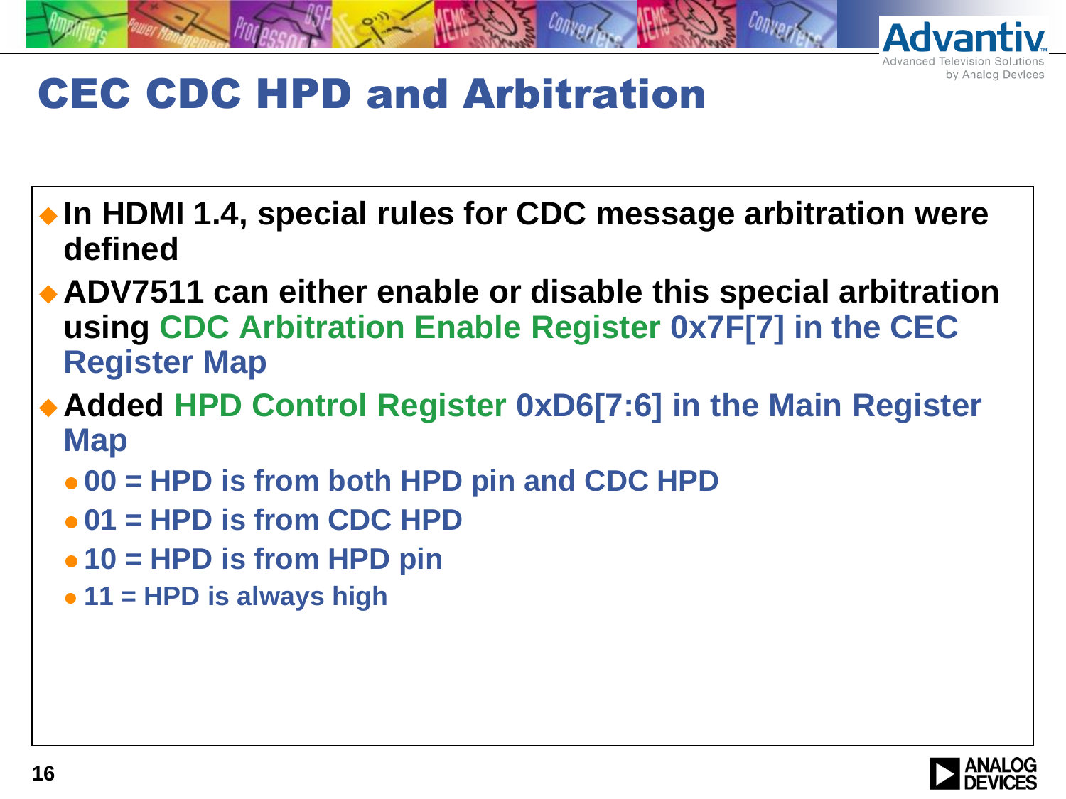# CEC CDC HPD and Arbitration

- **In HDMI 1.4, special rules for CDC message arbitration were defined**
- **ADV7511 can either enable or disable this special arbitration using CDC Arbitration Enable Register 0x7F[7] in the CEC Register Map**
- **Added HPD Control Register 0xD6[7:6] in the Main Register Map**
  - **00 = HPD is from both HPD pin and CDC HPD**
  - **01 = HPD is from CDC HPD**
  - **10 = HPD is from HPD pin**
  - **11 = HPD is always high**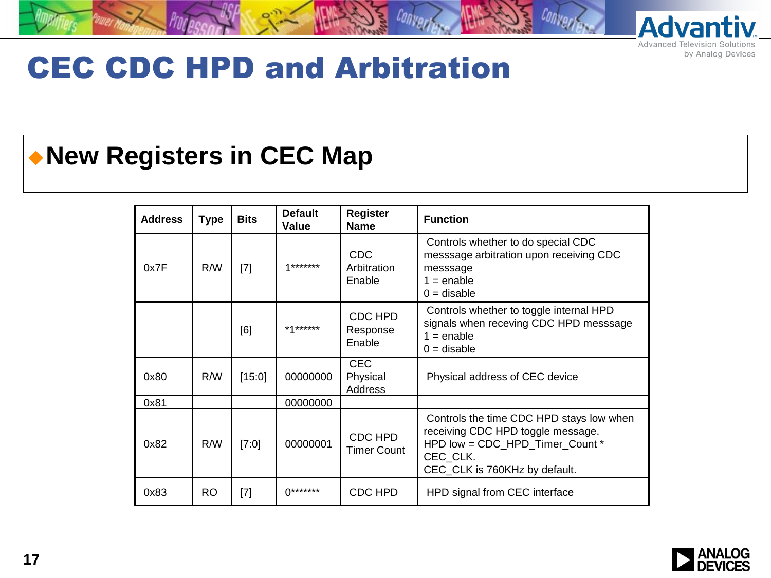# CEC CDC HPD and Arbitration

## ◆New Registers in CEC Map

| Address | Type | Bits | Default Value | Register Name | Function |
|---|---|---|---|---|---|
| 0x7F | R/W | [7] | 1******* | CDC Arbitration Enable | Controls whether to do special CDC messsage arbitration upon receiving CDC messsage<br>1 = enable<br>0 = disable |
| | | [6] | *1****** | CDC HPD Response Enable | Controls whether to toggle internal HPD signals when receving CDC HPD messsage<br>1 = enable<br>0 = disable |
| 0x80 | R/W | [15:0] | 00000000 | CEC Physical Address | Physical address of CEC device |
| 0x81 | | | 00000000 | | |
| 0x82 | R/W | [7:0] | 00000001 | CDC HPD Timer Count | Controls the time CDC HPD stays low when receiving CDC HPD toggle message.<br>HPD low = CDC_HPD_Timer_Count * CEC_CLK.<br>CEC_CLK is 760KHz by default. |
| 0x83 | RO | [7] | 0******* | CDC HPD | HPD signal from CEC interface |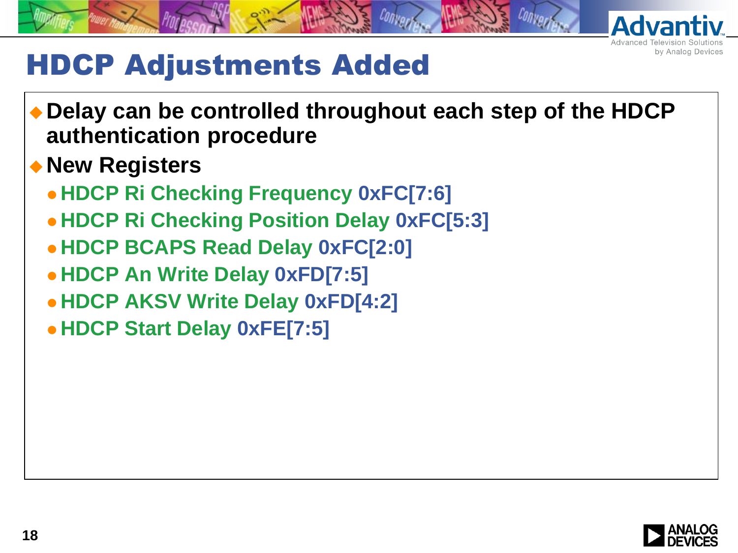# HDCP Adjustments Added

- Delay can be controlled throughout each step of the HDCP authentication procedure
- New Registers
  - HDCP Ri Checking Frequency 0xFC[7:6]
  - HDCP Ri Checking Position Delay 0xFC[5:3]
  - HDCP BCAPS Read Delay 0xFC[2:0]
  - HDCP An Write Delay 0xFD[7:5]
  - HDCP AKSV Write Delay 0xFD[4:2]
  - HDCP Start Delay 0xFE[7:5]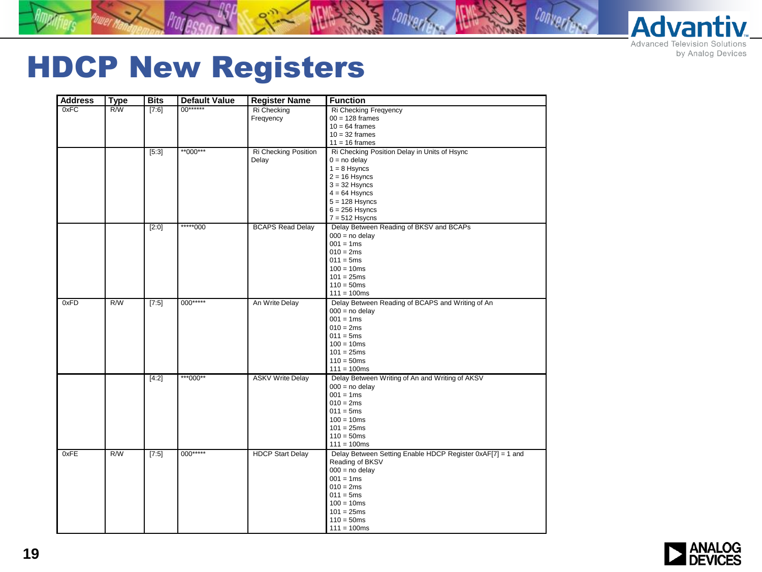# HDCP New Registers

| Address | Type | Bits | Default Value | Register Name | Function |
|---|---|---|---|---|---|
| 0xFC | R/W | [7:6] | 00****** | Ri Checking Freqyency | Ri Checking Freqyency<br>00 = 128 frames<br>10 = 64 frames<br>10 = 32 frames<br>11 = 16 frames |
| | | [5:3] | **000*** | Ri Checking Position Delay | Ri Checking Position Delay in Units of Hsync<br>0 = no delay<br>1 = 8 Hsyncs<br>2 = 16 Hsyncs<br>3 = 32 Hsyncs<br>4 = 64 Hsyncs<br>5 = 128 Hsyncs<br>6 = 256 Hsyncs<br>7 = 512 Hsycns |
| | | [2:0] | *****000 | BCAPS Read Delay | Delay Between Reading of BKSV and BCAPs<br>000 = no delay<br>001 = 1ms<br>010 = 2ms<br>011 = 5ms<br>100 = 10ms<br>101 = 25ms<br>110 = 50ms<br>111 = 100ms |
| 0xFD | R/W | [7:5] | 000***** | An Write Delay | Delay Between Reading of BCAPS and Writing of An<br>000 = no delay<br>001 = 1ms<br>010 = 2ms<br>011 = 5ms<br>100 = 10ms<br>101 = 25ms<br>110 = 50ms<br>111 = 100ms |
| | | [4:2] | ***000** | ASKV Write Delay | Delay Between Writing of An and Writing of AKSV<br>000 = no delay<br>001 = 1ms<br>010 = 2ms<br>011 = 5ms<br>100 = 10ms<br>101 = 25ms<br>110 = 50ms<br>111 = 100ms |
| 0xFE | R/W | [7:5] | 000***** | HDCP Start Delay | Delay Between Setting Enable HDCP Register 0xAF[7] = 1 and Reading of BKSV<br>000 = no delay<br>001 = 1ms<br>010 = 2ms<br>011 = 5ms<br>100 = 10ms<br>101 = 25ms<br>110 = 50ms<br>111 = 100ms |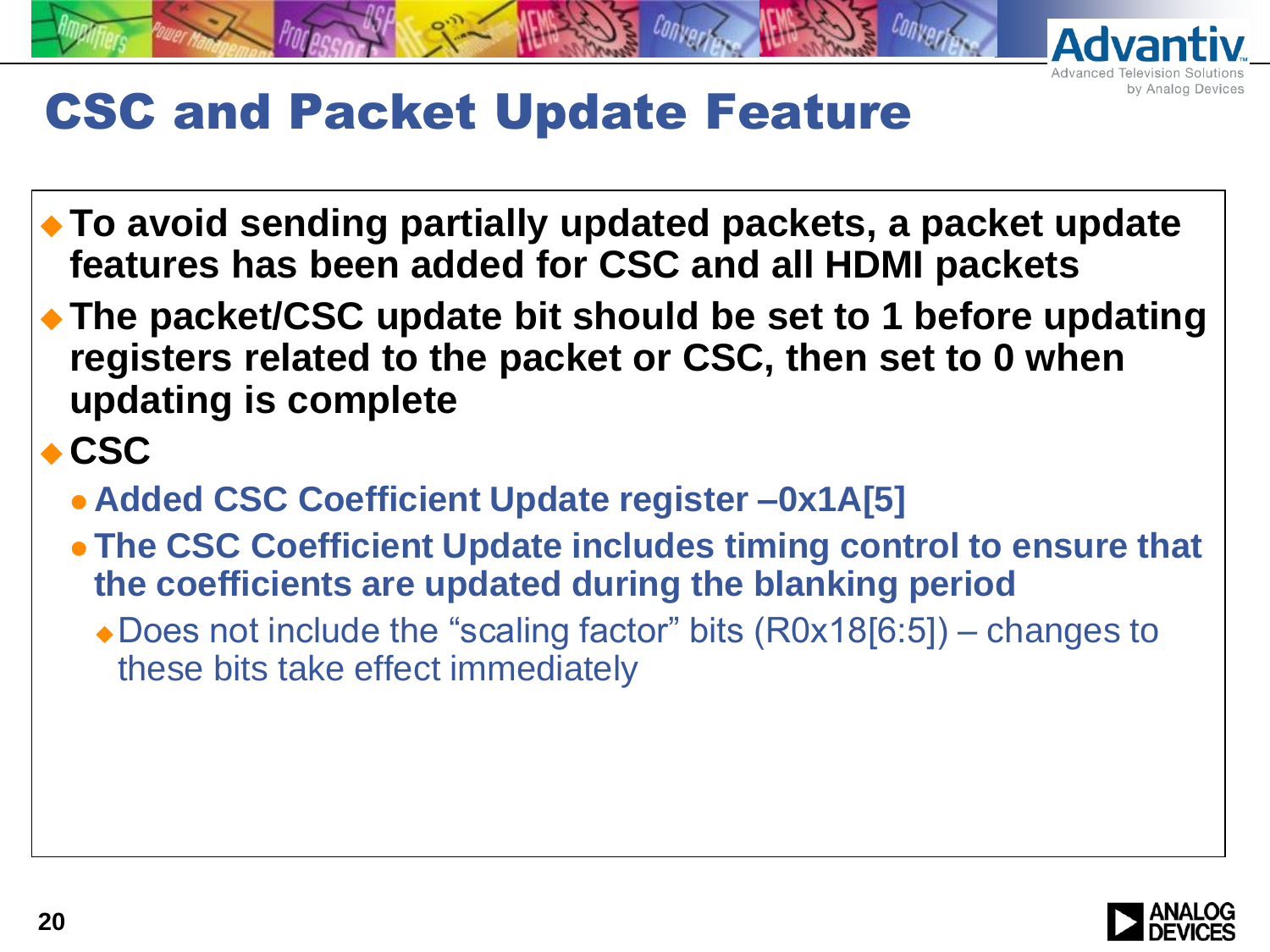# CSC and Packet Update Feature

- **To avoid sending partially updated packets, a packet update features has been added for CSC and all HDMI packets**
- **The packet/CSC update bit should be set to 1 before updating registers related to the packet or CSC, then set to 0 when updating is complete**
- **CSC**
  - **Added CSC Coefficient Update register –0x1A[5]**
  - **The CSC Coefficient Update includes timing control to ensure that the coefficients are updated during the blanking period**
    - Does not include the "scaling factor" bits (R0x18[6:5]) – changes to these bits take effect immediately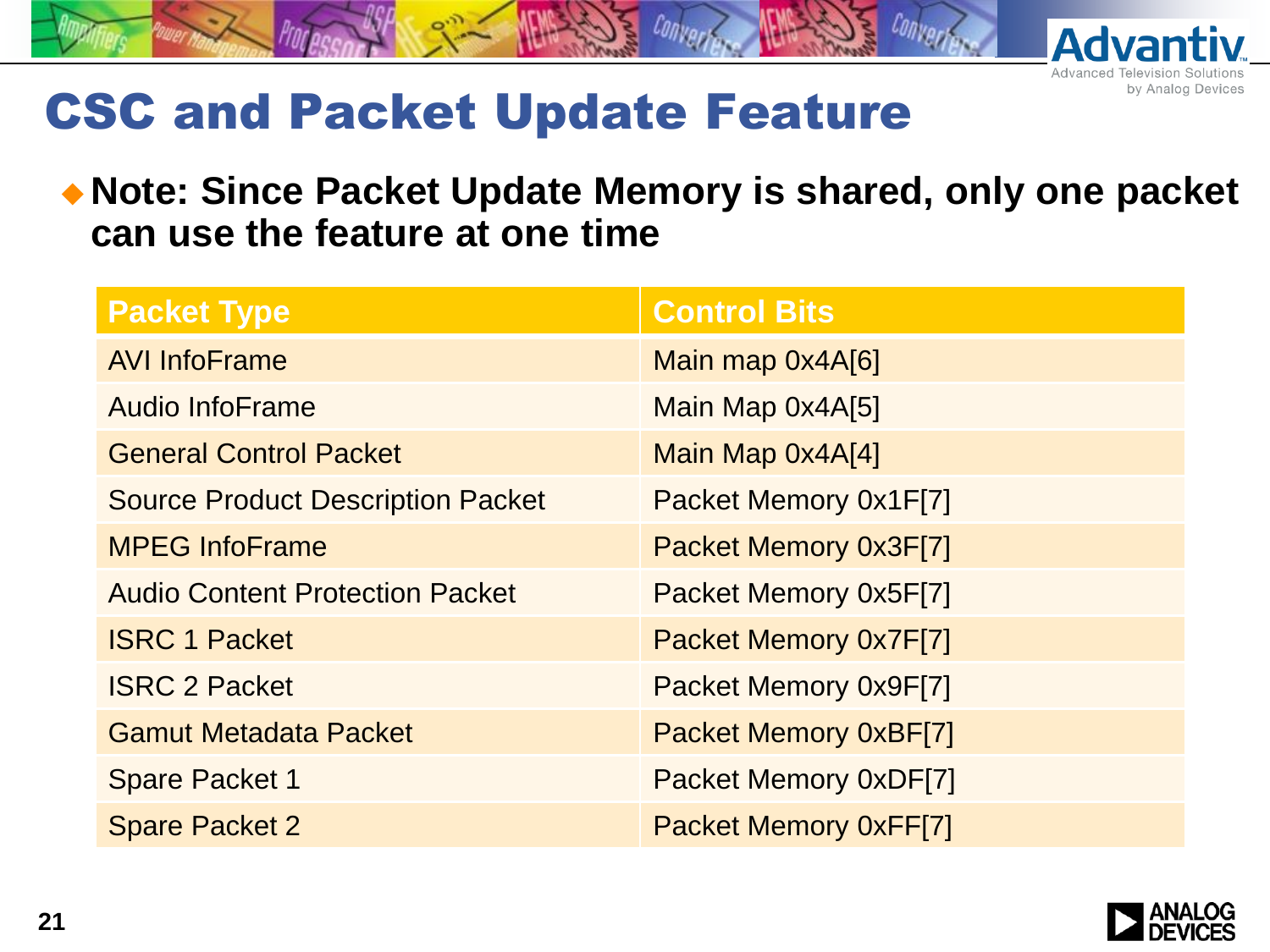# CSC and Packet Update Feature

- **Note: Since Packet Update Memory is shared, only one packet can use the feature at one time**

| Packet Type | Control Bits |
| --- | --- |
| AVI InfoFrame | Main map 0x4A[6] |
| Audio InfoFrame | Main Map 0x4A[5] |
| General Control Packet | Main Map 0x4A[4] |
| Source Product Description Packet | Packet Memory 0x1F[7] |
| MPEG InfoFrame | Packet Memory 0x3F[7] |
| Audio Content Protection Packet | Packet Memory 0x5F[7] |
| ISRC 1 Packet | Packet Memory 0x7F[7] |
| ISRC 2 Packet | Packet Memory 0x9F[7] |
| Gamut Metadata Packet | Packet Memory 0xBF[7] |
| Spare Packet 1 | Packet Memory 0xDF[7] |
| Spare Packet 2 | Packet Memory 0xFF[7] |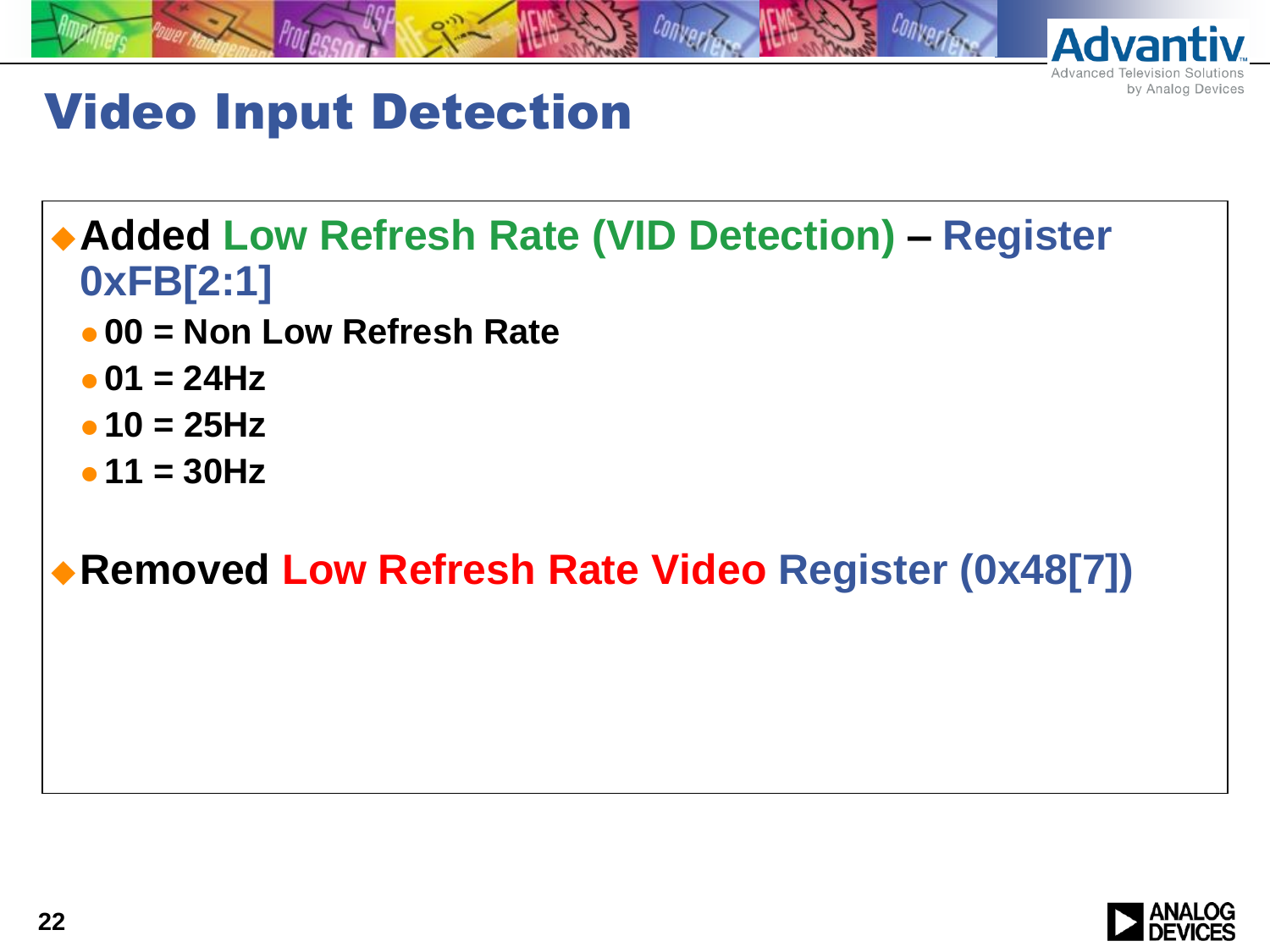# Video Input Detection

- **Added Low Refresh Rate (VID Detection) – Register 0xFB[2:1]**
  - **00 = Non Low Refresh Rate**
  - **01 = 24Hz**
  - **10 = 25Hz**
  - **11 = 30Hz**

- **Removed Low Refresh Rate Video Register (0x48[7])**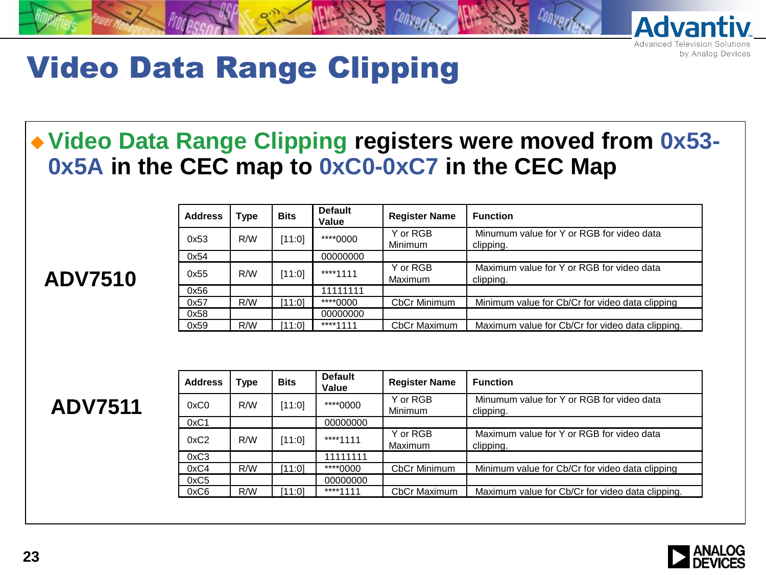# Video Data Range Clipping

- **Video Data Range Clipping registers were moved from 0x53-0x5A in the CEC map to 0xC0-0xC7 in the CEC Map**

**ADV7510**

| Address | Type | Bits | Default Value | Register Name | Function |
|---|---|---|---|---|---|
| 0x53 | R/W | [11:0] | ****0000 | Y or RGB Minimum | Minumum value for Y or RGB for video data clipping. |
| 0x54 | | | 00000000 | | |
| 0x55 | R/W | [11:0] | ****1111 | Y or RGB Maximum | Maximum value for Y or RGB for video data clipping. |
| 0x56 | | | 11111111 | | |
| 0x57 | R/W | [11:0] | ****0000 | CbCr Minimum | Minimum value for Cb/Cr for video data clipping |
| 0x58 | | | 00000000 | | |
| 0x59 | R/W | [11:0] | ****1111 | CbCr Maximum | Maximum value for Cb/Cr for video data clipping. |

**ADV7511**

| Address | Type | Bits | Default Value | Register Name | Function |
|---|---|---|---|---|---|
| 0xC0 | R/W | [11:0] | ****0000 | Y or RGB Minimum | Minumum value for Y or RGB for video data clipping. |
| 0xC1 | | | 00000000 | | |
| 0xC2 | R/W | [11:0] | ****1111 | Y or RGB Maximum | Maximum value for Y or RGB for video data clipping. |
| 0xC3 | | | 11111111 | | |
| 0xC4 | R/W | [11:0] | ****0000 | CbCr Minimum | Minimum value for Cb/Cr for video data clipping |
| 0xC5 | | | 00000000 | | |
| 0xC6 | R/W | [11:0] | ****1111 | CbCr Maximum | Maximum value for Cb/Cr for video data clipping. |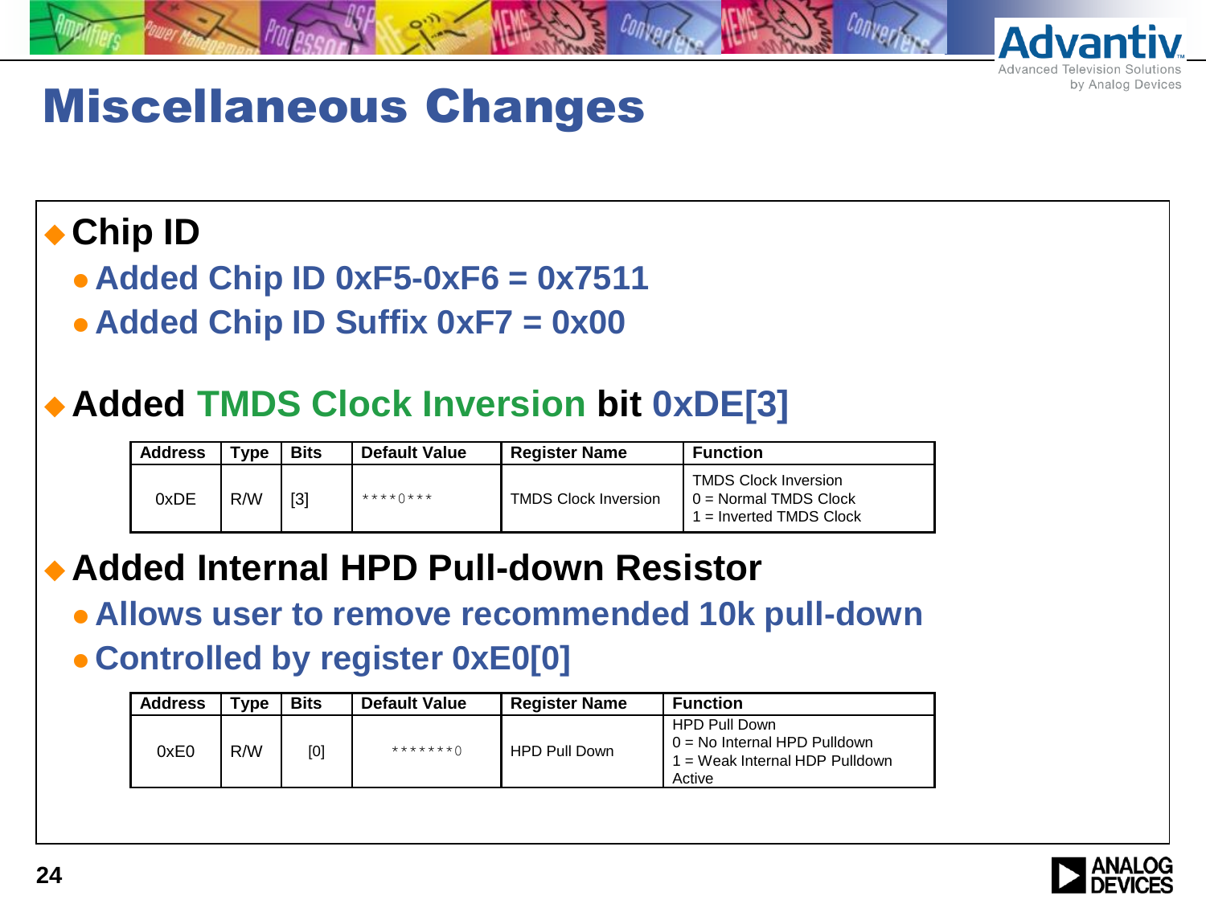# Miscellaneous Changes

- **Chip ID**
  - **Added Chip ID 0xF5-0xF6 = 0x7511**
  - **Added Chip ID Suffix 0xF7 = 0x00**

- **Added TMDS Clock Inversion bit 0xDE[3]**

| Address | Type | Bits | Default Value | Register Name | Function |
|---|---|---|---|---|---|
| 0xDE | R/W | [3] | ****0*** | TMDS Clock Inversion | TMDS Clock Inversion<br>0 = Normal TMDS Clock<br>1 = Inverted TMDS Clock |

- **Added Internal HPD Pull-down Resistor**
  - **Allows user to remove recommended 10k pull-down**
  - **Controlled by register 0xE0[0]**

| Address | Type | Bits | Default Value | Register Name | Function |
|---|---|---|---|---|---|
| 0xE0 | R/W | [0] | *******0 | HPD Pull Down | HPD Pull Down<br>0 = No Internal HPD Pulldown<br>1 = Weak Internal HDP Pulldown Active |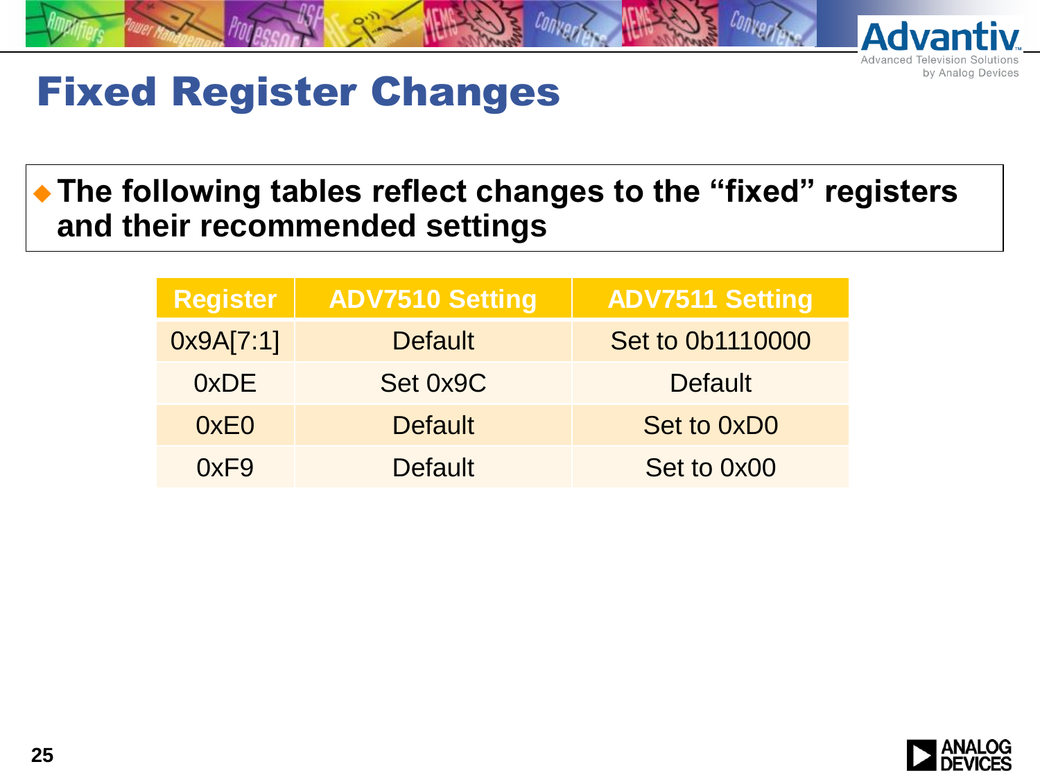# Fixed Register Changes

- **The following tables reflect changes to the “fixed” registers and their recommended settings**

| Register | ADV7510 Setting | ADV7511 Setting |
|---|---|---|
| 0x9A[7:1] | Default | Set to 0b1110000 |
| 0xDE | Set 0x9C | Default |
| 0xE0 | Default | Set to 0xD0 |
| 0xF9 | Default | Set to 0x00 |